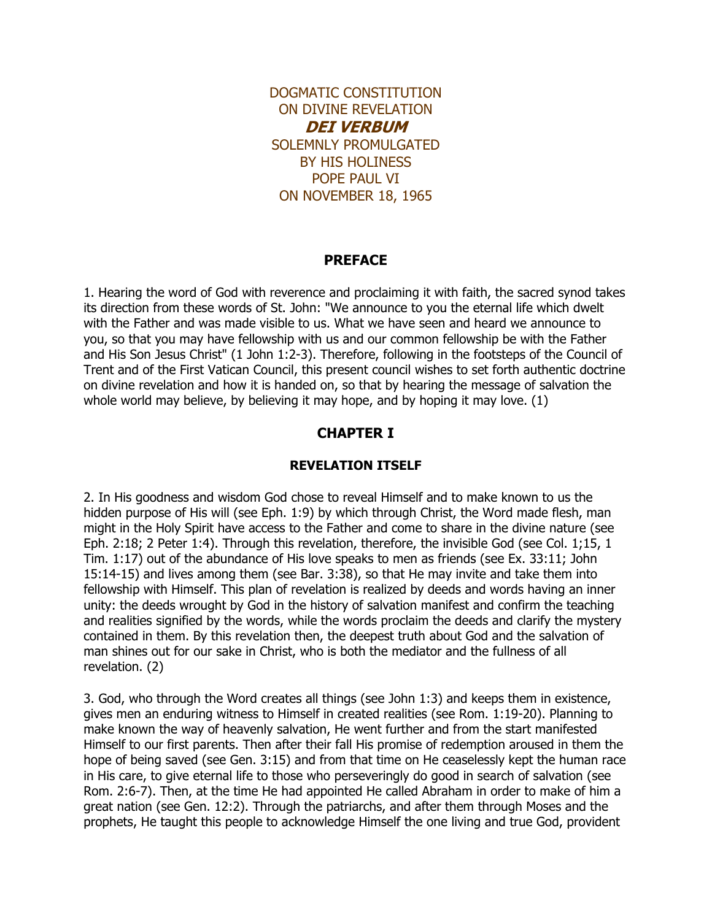DOGMATIC CONSTITUTION
ON DIVINE REVELATION
***DEI VERBUM***
SOLEMNLY PROMULGATED
BY HIS HOLINESS
POPE PAUL VI
ON NOVEMBER 18, 1965

## PREFACE

1. Hearing the word of God with reverence and proclaiming it with faith, the sacred synod takes its direction from these words of St. John: "We announce to you the eternal life which dwelt with the Father and was made visible to us. What we have seen and heard we announce to you, so that you may have fellowship with us and our common fellowship be with the Father and His Son Jesus Christ" (1 John 1:2-3). Therefore, following in the footsteps of the Council of Trent and of the First Vatican Council, this present council wishes to set forth authentic doctrine on divine revelation and how it is handed on, so that by hearing the message of salvation the whole world may believe, by believing it may hope, and by hoping it may love. (1)

## CHAPTER I

### REVELATION ITSELF

2. In His goodness and wisdom God chose to reveal Himself and to make known to us the hidden purpose of His will (see Eph. 1:9) by which through Christ, the Word made flesh, man might in the Holy Spirit have access to the Father and come to share in the divine nature (see Eph. 2:18; 2 Peter 1:4). Through this revelation, therefore, the invisible God (see Col. 1;15, 1 Tim. 1:17) out of the abundance of His love speaks to men as friends (see Ex. 33:11; John 15:14-15) and lives among them (see Bar. 3:38), so that He may invite and take them into fellowship with Himself. This plan of revelation is realized by deeds and words having an inner unity: the deeds wrought by God in the history of salvation manifest and confirm the teaching and realities signified by the words, while the words proclaim the deeds and clarify the mystery contained in them. By this revelation then, the deepest truth about God and the salvation of man shines out for our sake in Christ, who is both the mediator and the fullness of all revelation. (2)

3. God, who through the Word creates all things (see John 1:3) and keeps them in existence, gives men an enduring witness to Himself in created realities (see Rom. 1:19-20). Planning to make known the way of heavenly salvation, He went further and from the start manifested Himself to our first parents. Then after their fall His promise of redemption aroused in them the hope of being saved (see Gen. 3:15) and from that time on He ceaselessly kept the human race in His care, to give eternal life to those who perseveringly do good in search of salvation (see Rom. 2:6-7). Then, at the time He had appointed He called Abraham in order to make of him a great nation (see Gen. 12:2). Through the patriarchs, and after them through Moses and the prophets, He taught this people to acknowledge Himself the one living and true God, provident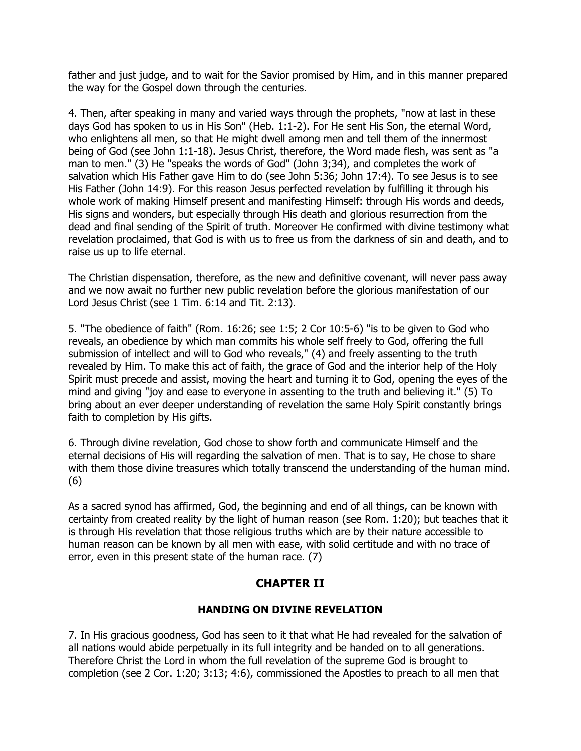father and just judge, and to wait for the Savior promised by Him, and in this manner prepared the way for the Gospel down through the centuries.

4. Then, after speaking in many and varied ways through the prophets, "now at last in these days God has spoken to us in His Son" (Heb. 1:1-2). For He sent His Son, the eternal Word, who enlightens all men, so that He might dwell among men and tell them of the innermost being of God (see John 1:1-18). Jesus Christ, therefore, the Word made flesh, was sent as "a man to men." (3) He "speaks the words of God" (John 3;34), and completes the work of salvation which His Father gave Him to do (see John 5:36; John 17:4). To see Jesus is to see His Father (John 14:9). For this reason Jesus perfected revelation by fulfilling it through his whole work of making Himself present and manifesting Himself: through His words and deeds, His signs and wonders, but especially through His death and glorious resurrection from the dead and final sending of the Spirit of truth. Moreover He confirmed with divine testimony what revelation proclaimed, that God is with us to free us from the darkness of sin and death, and to raise us up to life eternal.

The Christian dispensation, therefore, as the new and definitive covenant, will never pass away and we now await no further new public revelation before the glorious manifestation of our Lord Jesus Christ (see 1 Tim. 6:14 and Tit. 2:13).

5. "The obedience of faith" (Rom. 16:26; see 1:5; 2 Cor 10:5-6) "is to be given to God who reveals, an obedience by which man commits his whole self freely to God, offering the full submission of intellect and will to God who reveals," (4) and freely assenting to the truth revealed by Him. To make this act of faith, the grace of God and the interior help of the Holy Spirit must precede and assist, moving the heart and turning it to God, opening the eyes of the mind and giving "joy and ease to everyone in assenting to the truth and believing it." (5) To bring about an ever deeper understanding of revelation the same Holy Spirit constantly brings faith to completion by His gifts.

6. Through divine revelation, God chose to show forth and communicate Himself and the eternal decisions of His will regarding the salvation of men. That is to say, He chose to share with them those divine treasures which totally transcend the understanding of the human mind. (6)

As a sacred synod has affirmed, God, the beginning and end of all things, can be known with certainty from created reality by the light of human reason (see Rom. 1:20); but teaches that it is through His revelation that those religious truths which are by their nature accessible to human reason can be known by all men with ease, with solid certitude and with no trace of error, even in this present state of the human race. (7)

## CHAPTER II

### HANDING ON DIVINE REVELATION

7. In His gracious goodness, God has seen to it that what He had revealed for the salvation of all nations would abide perpetually in its full integrity and be handed on to all generations. Therefore Christ the Lord in whom the full revelation of the supreme God is brought to completion (see 2 Cor. 1:20; 3:13; 4:6), commissioned the Apostles to preach to all men that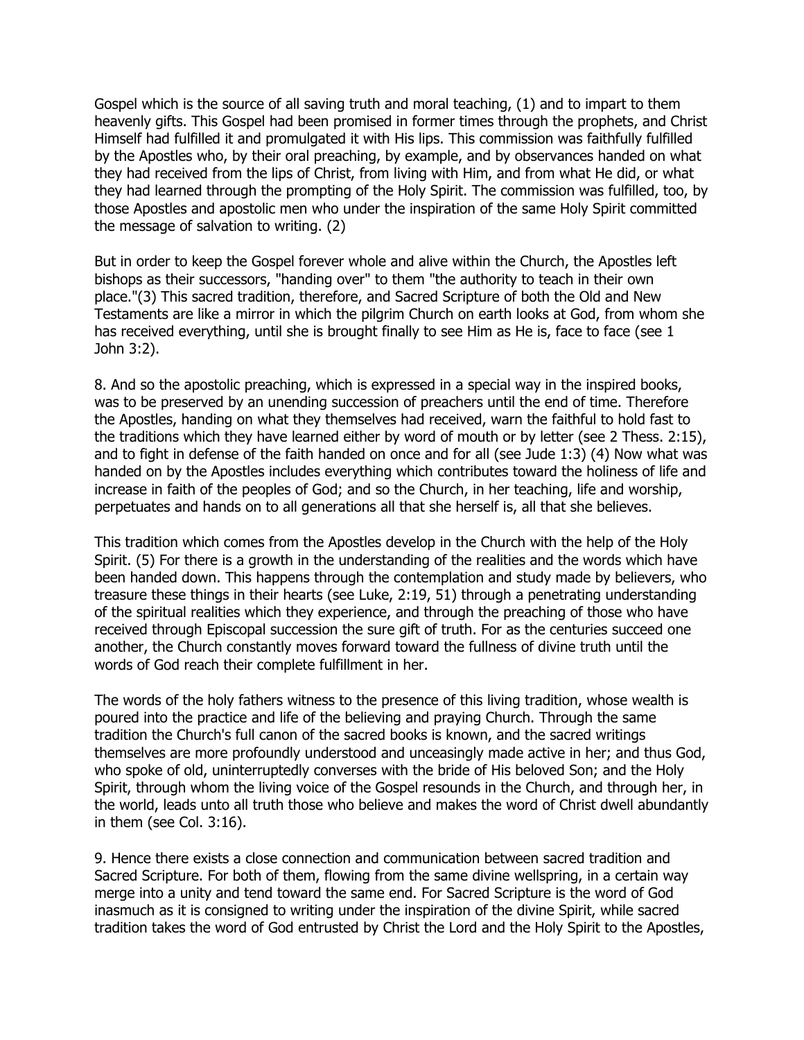Gospel which is the source of all saving truth and moral teaching, (1) and to impart to them heavenly gifts. This Gospel had been promised in former times through the prophets, and Christ Himself had fulfilled it and promulgated it with His lips. This commission was faithfully fulfilled by the Apostles who, by their oral preaching, by example, and by observances handed on what they had received from the lips of Christ, from living with Him, and from what He did, or what they had learned through the prompting of the Holy Spirit. The commission was fulfilled, too, by those Apostles and apostolic men who under the inspiration of the same Holy Spirit committed the message of salvation to writing. (2)

But in order to keep the Gospel forever whole and alive within the Church, the Apostles left bishops as their successors, "handing over" to them "the authority to teach in their own place."(3) This sacred tradition, therefore, and Sacred Scripture of both the Old and New Testaments are like a mirror in which the pilgrim Church on earth looks at God, from whom she has received everything, until she is brought finally to see Him as He is, face to face (see 1 John 3:2).

8. And so the apostolic preaching, which is expressed in a special way in the inspired books, was to be preserved by an unending succession of preachers until the end of time. Therefore the Apostles, handing on what they themselves had received, warn the faithful to hold fast to the traditions which they have learned either by word of mouth or by letter (see 2 Thess. 2:15), and to fight in defense of the faith handed on once and for all (see Jude 1:3) (4) Now what was handed on by the Apostles includes everything which contributes toward the holiness of life and increase in faith of the peoples of God; and so the Church, in her teaching, life and worship, perpetuates and hands on to all generations all that she herself is, all that she believes.

This tradition which comes from the Apostles develop in the Church with the help of the Holy Spirit. (5) For there is a growth in the understanding of the realities and the words which have been handed down. This happens through the contemplation and study made by believers, who treasure these things in their hearts (see Luke, 2:19, 51) through a penetrating understanding of the spiritual realities which they experience, and through the preaching of those who have received through Episcopal succession the sure gift of truth. For as the centuries succeed one another, the Church constantly moves forward toward the fullness of divine truth until the words of God reach their complete fulfillment in her.

The words of the holy fathers witness to the presence of this living tradition, whose wealth is poured into the practice and life of the believing and praying Church. Through the same tradition the Church's full canon of the sacred books is known, and the sacred writings themselves are more profoundly understood and unceasingly made active in her; and thus God, who spoke of old, uninterruptedly converses with the bride of His beloved Son; and the Holy Spirit, through whom the living voice of the Gospel resounds in the Church, and through her, in the world, leads unto all truth those who believe and makes the word of Christ dwell abundantly in them (see Col. 3:16).

9. Hence there exists a close connection and communication between sacred tradition and Sacred Scripture. For both of them, flowing from the same divine wellspring, in a certain way merge into a unity and tend toward the same end. For Sacred Scripture is the word of God inasmuch as it is consigned to writing under the inspiration of the divine Spirit, while sacred tradition takes the word of God entrusted by Christ the Lord and the Holy Spirit to the Apostles,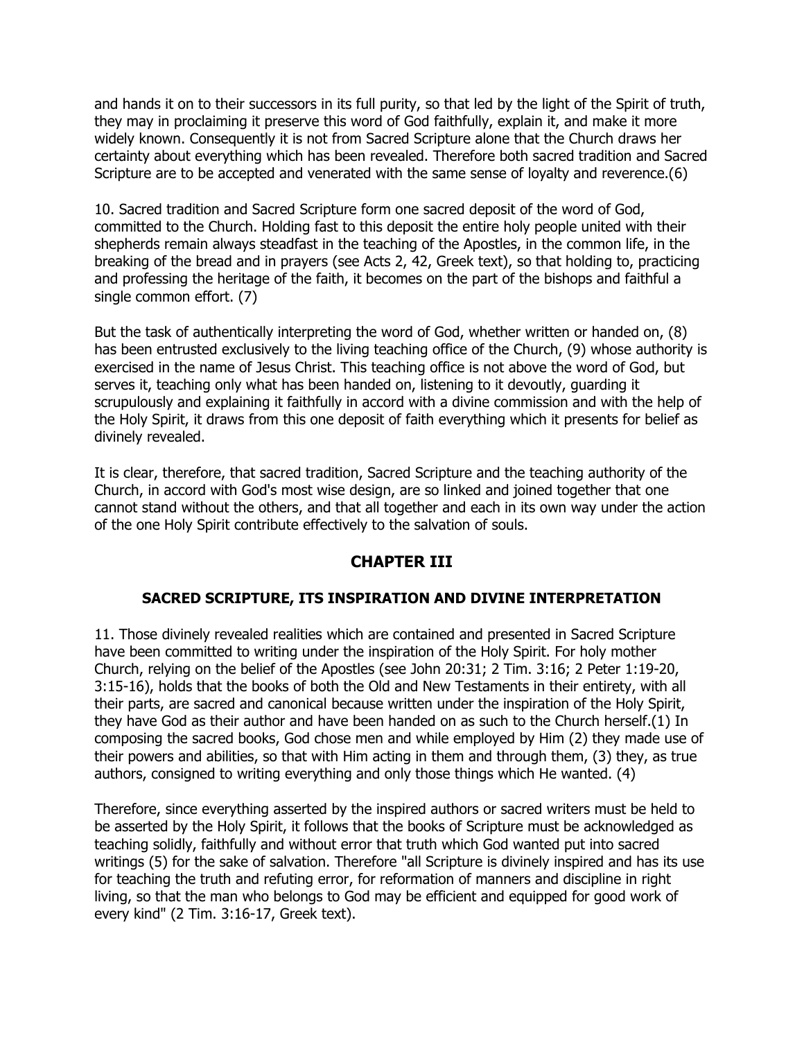and hands it on to their successors in its full purity, so that led by the light of the Spirit of truth, they may in proclaiming it preserve this word of God faithfully, explain it, and make it more widely known. Consequently it is not from Sacred Scripture alone that the Church draws her certainty about everything which has been revealed. Therefore both sacred tradition and Sacred Scripture are to be accepted and venerated with the same sense of loyalty and reverence.(6)

10. Sacred tradition and Sacred Scripture form one sacred deposit of the word of God, committed to the Church. Holding fast to this deposit the entire holy people united with their shepherds remain always steadfast in the teaching of the Apostles, in the common life, in the breaking of the bread and in prayers (see Acts 2, 42, Greek text), so that holding to, practicing and professing the heritage of the faith, it becomes on the part of the bishops and faithful a single common effort. (7)

But the task of authentically interpreting the word of God, whether written or handed on, (8) has been entrusted exclusively to the living teaching office of the Church, (9) whose authority is exercised in the name of Jesus Christ. This teaching office is not above the word of God, but serves it, teaching only what has been handed on, listening to it devoutly, guarding it scrupulously and explaining it faithfully in accord with a divine commission and with the help of the Holy Spirit, it draws from this one deposit of faith everything which it presents for belief as divinely revealed.

It is clear, therefore, that sacred tradition, Sacred Scripture and the teaching authority of the Church, in accord with God's most wise design, are so linked and joined together that one cannot stand without the others, and that all together and each in its own way under the action of the one Holy Spirit contribute effectively to the salvation of souls.

## CHAPTER III

### SACRED SCRIPTURE, ITS INSPIRATION AND DIVINE INTERPRETATION

11. Those divinely revealed realities which are contained and presented in Sacred Scripture have been committed to writing under the inspiration of the Holy Spirit. For holy mother Church, relying on the belief of the Apostles (see John 20:31; 2 Tim. 3:16; 2 Peter 1:19-20, 3:15-16), holds that the books of both the Old and New Testaments in their entirety, with all their parts, are sacred and canonical because written under the inspiration of the Holy Spirit, they have God as their author and have been handed on as such to the Church herself.(1) In composing the sacred books, God chose men and while employed by Him (2) they made use of their powers and abilities, so that with Him acting in them and through them, (3) they, as true authors, consigned to writing everything and only those things which He wanted. (4)

Therefore, since everything asserted by the inspired authors or sacred writers must be held to be asserted by the Holy Spirit, it follows that the books of Scripture must be acknowledged as teaching solidly, faithfully and without error that truth which God wanted put into sacred writings (5) for the sake of salvation. Therefore "all Scripture is divinely inspired and has its use for teaching the truth and refuting error, for reformation of manners and discipline in right living, so that the man who belongs to God may be efficient and equipped for good work of every kind" (2 Tim. 3:16-17, Greek text).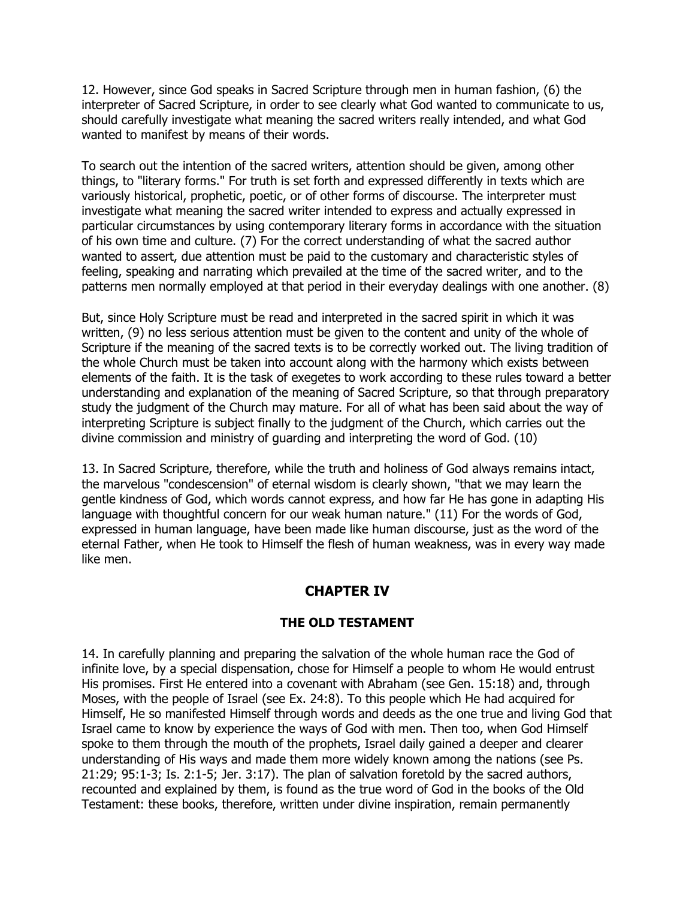12. However, since God speaks in Sacred Scripture through men in human fashion, (6) the interpreter of Sacred Scripture, in order to see clearly what God wanted to communicate to us, should carefully investigate what meaning the sacred writers really intended, and what God wanted to manifest by means of their words.

To search out the intention of the sacred writers, attention should be given, among other things, to "literary forms." For truth is set forth and expressed differently in texts which are variously historical, prophetic, poetic, or of other forms of discourse. The interpreter must investigate what meaning the sacred writer intended to express and actually expressed in particular circumstances by using contemporary literary forms in accordance with the situation of his own time and culture. (7) For the correct understanding of what the sacred author wanted to assert, due attention must be paid to the customary and characteristic styles of feeling, speaking and narrating which prevailed at the time of the sacred writer, and to the patterns men normally employed at that period in their everyday dealings with one another. (8)

But, since Holy Scripture must be read and interpreted in the sacred spirit in which it was written, (9) no less serious attention must be given to the content and unity of the whole of Scripture if the meaning of the sacred texts is to be correctly worked out. The living tradition of the whole Church must be taken into account along with the harmony which exists between elements of the faith. It is the task of exegetes to work according to these rules toward a better understanding and explanation of the meaning of Sacred Scripture, so that through preparatory study the judgment of the Church may mature. For all of what has been said about the way of interpreting Scripture is subject finally to the judgment of the Church, which carries out the divine commission and ministry of guarding and interpreting the word of God. (10)

13. In Sacred Scripture, therefore, while the truth and holiness of God always remains intact, the marvelous "condescension" of eternal wisdom is clearly shown, "that we may learn the gentle kindness of God, which words cannot express, and how far He has gone in adapting His language with thoughtful concern for our weak human nature." (11) For the words of God, expressed in human language, have been made like human discourse, just as the word of the eternal Father, when He took to Himself the flesh of human weakness, was in every way made like men.

## CHAPTER IV

### THE OLD TESTAMENT

14. In carefully planning and preparing the salvation of the whole human race the God of infinite love, by a special dispensation, chose for Himself a people to whom He would entrust His promises. First He entered into a covenant with Abraham (see Gen. 15:18) and, through Moses, with the people of Israel (see Ex. 24:8). To this people which He had acquired for Himself, He so manifested Himself through words and deeds as the one true and living God that Israel came to know by experience the ways of God with men. Then too, when God Himself spoke to them through the mouth of the prophets, Israel daily gained a deeper and clearer understanding of His ways and made them more widely known among the nations (see Ps. 21:29; 95:1-3; Is. 2:1-5; Jer. 3:17). The plan of salvation foretold by the sacred authors, recounted and explained by them, is found as the true word of God in the books of the Old Testament: these books, therefore, written under divine inspiration, remain permanently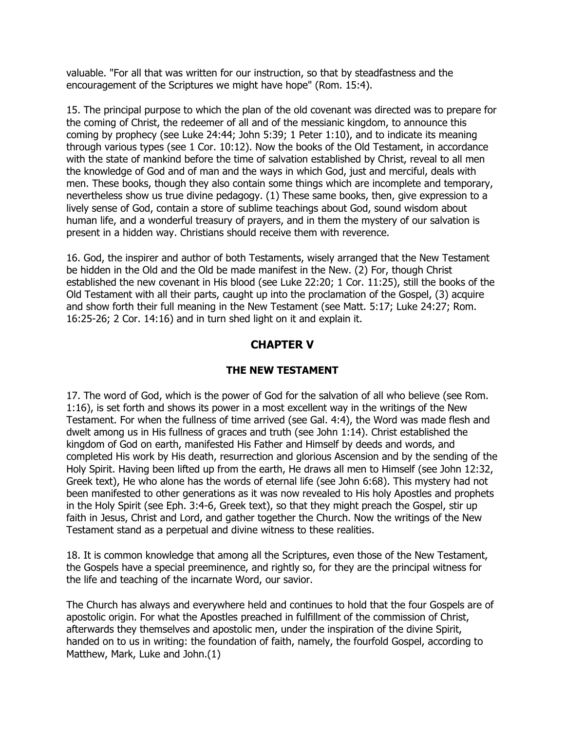valuable. "For all that was written for our instruction, so that by steadfastness and the encouragement of the Scriptures we might have hope" (Rom. 15:4).

15. The principal purpose to which the plan of the old covenant was directed was to prepare for the coming of Christ, the redeemer of all and of the messianic kingdom, to announce this coming by prophecy (see Luke 24:44; John 5:39; 1 Peter 1:10), and to indicate its meaning through various types (see 1 Cor. 10:12). Now the books of the Old Testament, in accordance with the state of mankind before the time of salvation established by Christ, reveal to all men the knowledge of God and of man and the ways in which God, just and merciful, deals with men. These books, though they also contain some things which are incomplete and temporary, nevertheless show us true divine pedagogy. (1) These same books, then, give expression to a lively sense of God, contain a store of sublime teachings about God, sound wisdom about human life, and a wonderful treasury of prayers, and in them the mystery of our salvation is present in a hidden way. Christians should receive them with reverence.

16. God, the inspirer and author of both Testaments, wisely arranged that the New Testament be hidden in the Old and the Old be made manifest in the New. (2) For, though Christ established the new covenant in His blood (see Luke 22:20; 1 Cor. 11:25), still the books of the Old Testament with all their parts, caught up into the proclamation of the Gospel, (3) acquire and show forth their full meaning in the New Testament (see Matt. 5:17; Luke 24:27; Rom. 16:25-26; 2 Cor. 14:16) and in turn shed light on it and explain it.

## CHAPTER V

### THE NEW TESTAMENT

17. The word of God, which is the power of God for the salvation of all who believe (see Rom. 1:16), is set forth and shows its power in a most excellent way in the writings of the New Testament. For when the fullness of time arrived (see Gal. 4:4), the Word was made flesh and dwelt among us in His fullness of graces and truth (see John 1:14). Christ established the kingdom of God on earth, manifested His Father and Himself by deeds and words, and completed His work by His death, resurrection and glorious Ascension and by the sending of the Holy Spirit. Having been lifted up from the earth, He draws all men to Himself (see John 12:32, Greek text), He who alone has the words of eternal life (see John 6:68). This mystery had not been manifested to other generations as it was now revealed to His holy Apostles and prophets in the Holy Spirit (see Eph. 3:4-6, Greek text), so that they might preach the Gospel, stir up faith in Jesus, Christ and Lord, and gather together the Church. Now the writings of the New Testament stand as a perpetual and divine witness to these realities.

18. It is common knowledge that among all the Scriptures, even those of the New Testament, the Gospels have a special preeminence, and rightly so, for they are the principal witness for the life and teaching of the incarnate Word, our savior.

The Church has always and everywhere held and continues to hold that the four Gospels are of apostolic origin. For what the Apostles preached in fulfillment of the commission of Christ, afterwards they themselves and apostolic men, under the inspiration of the divine Spirit, handed on to us in writing: the foundation of faith, namely, the fourfold Gospel, according to Matthew, Mark, Luke and John.(1)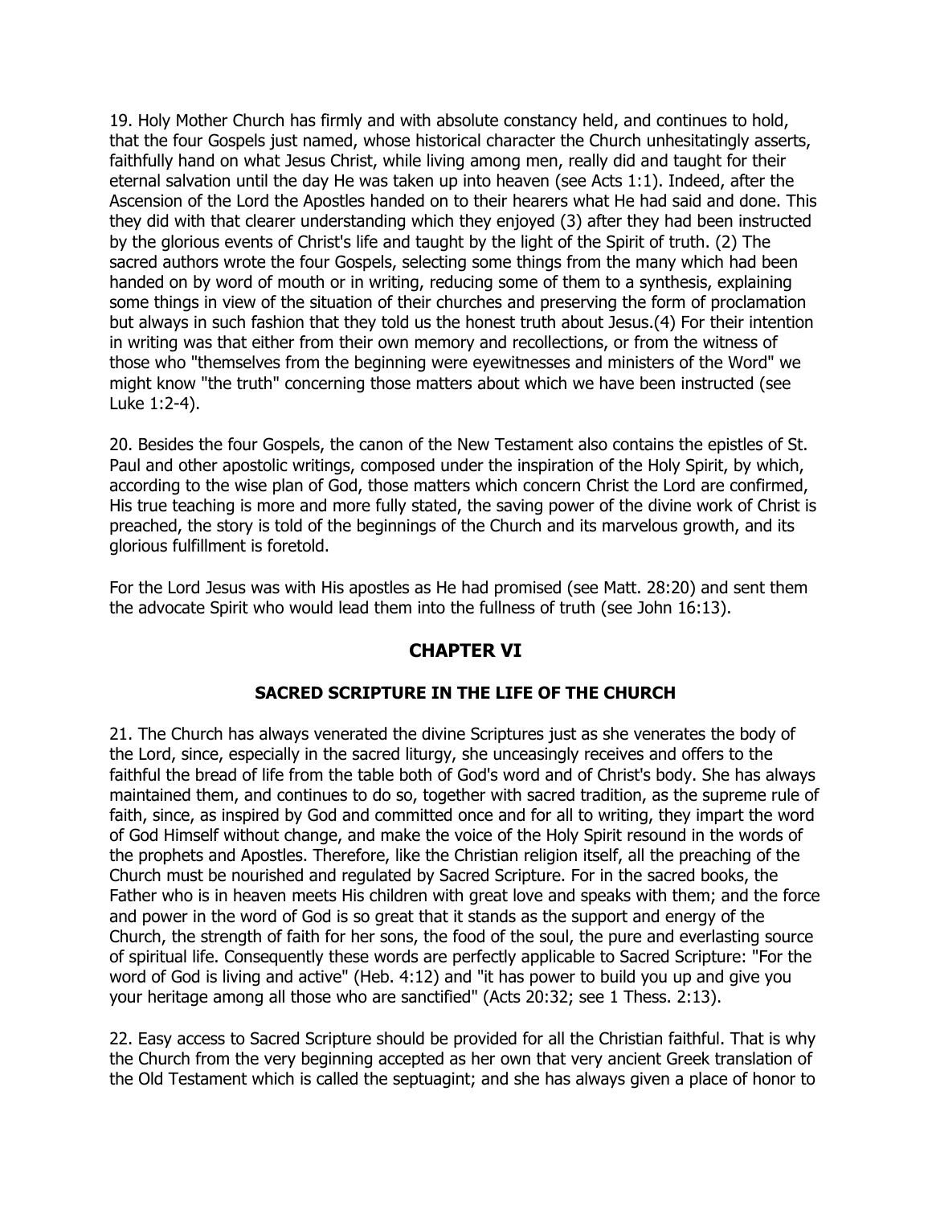19. Holy Mother Church has firmly and with absolute constancy held, and continues to hold, that the four Gospels just named, whose historical character the Church unhesitatingly asserts, faithfully hand on what Jesus Christ, while living among men, really did and taught for their eternal salvation until the day He was taken up into heaven (see Acts 1:1). Indeed, after the Ascension of the Lord the Apostles handed on to their hearers what He had said and done. This they did with that clearer understanding which they enjoyed (3) after they had been instructed by the glorious events of Christ's life and taught by the light of the Spirit of truth. (2) The sacred authors wrote the four Gospels, selecting some things from the many which had been handed on by word of mouth or in writing, reducing some of them to a synthesis, explaining some things in view of the situation of their churches and preserving the form of proclamation but always in such fashion that they told us the honest truth about Jesus.(4) For their intention in writing was that either from their own memory and recollections, or from the witness of those who "themselves from the beginning were eyewitnesses and ministers of the Word" we might know "the truth" concerning those matters about which we have been instructed (see Luke 1:2-4).

20. Besides the four Gospels, the canon of the New Testament also contains the epistles of St. Paul and other apostolic writings, composed under the inspiration of the Holy Spirit, by which, according to the wise plan of God, those matters which concern Christ the Lord are confirmed, His true teaching is more and more fully stated, the saving power of the divine work of Christ is preached, the story is told of the beginnings of the Church and its marvelous growth, and its glorious fulfillment is foretold.

For the Lord Jesus was with His apostles as He had promised (see Matt. 28:20) and sent them the advocate Spirit who would lead them into the fullness of truth (see John 16:13).

## CHAPTER VI

### SACRED SCRIPTURE IN THE LIFE OF THE CHURCH

21. The Church has always venerated the divine Scriptures just as she venerates the body of the Lord, since, especially in the sacred liturgy, she unceasingly receives and offers to the faithful the bread of life from the table both of God's word and of Christ's body. She has always maintained them, and continues to do so, together with sacred tradition, as the supreme rule of faith, since, as inspired by God and committed once and for all to writing, they impart the word of God Himself without change, and make the voice of the Holy Spirit resound in the words of the prophets and Apostles. Therefore, like the Christian religion itself, all the preaching of the Church must be nourished and regulated by Sacred Scripture. For in the sacred books, the Father who is in heaven meets His children with great love and speaks with them; and the force and power in the word of God is so great that it stands as the support and energy of the Church, the strength of faith for her sons, the food of the soul, the pure and everlasting source of spiritual life. Consequently these words are perfectly applicable to Sacred Scripture: "For the word of God is living and active" (Heb. 4:12) and "it has power to build you up and give you your heritage among all those who are sanctified" (Acts 20:32; see 1 Thess. 2:13).

22. Easy access to Sacred Scripture should be provided for all the Christian faithful. That is why the Church from the very beginning accepted as her own that very ancient Greek translation of the Old Testament which is called the septuagint; and she has always given a place of honor to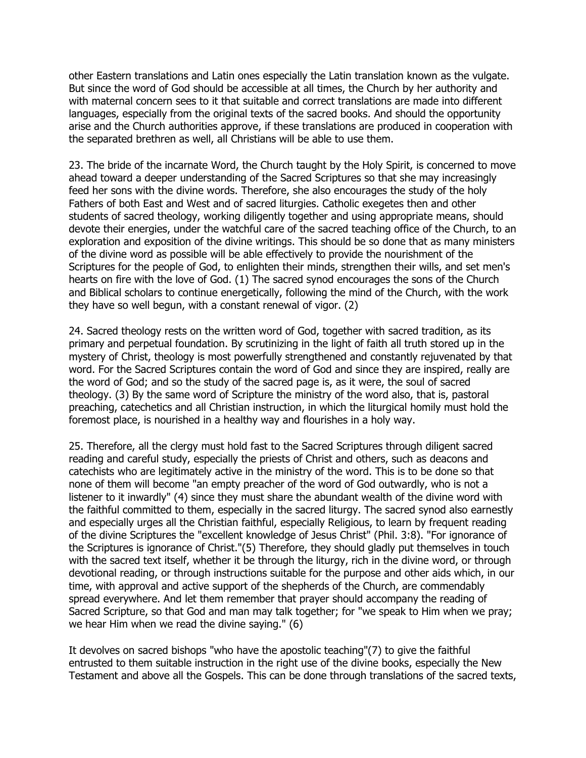other Eastern translations and Latin ones especially the Latin translation known as the vulgate. But since the word of God should be accessible at all times, the Church by her authority and with maternal concern sees to it that suitable and correct translations are made into different languages, especially from the original texts of the sacred books. And should the opportunity arise and the Church authorities approve, if these translations are produced in cooperation with the separated brethren as well, all Christians will be able to use them.

23. The bride of the incarnate Word, the Church taught by the Holy Spirit, is concerned to move ahead toward a deeper understanding of the Sacred Scriptures so that she may increasingly feed her sons with the divine words. Therefore, she also encourages the study of the holy Fathers of both East and West and of sacred liturgies. Catholic exegetes then and other students of sacred theology, working diligently together and using appropriate means, should devote their energies, under the watchful care of the sacred teaching office of the Church, to an exploration and exposition of the divine writings. This should be so done that as many ministers of the divine word as possible will be able effectively to provide the nourishment of the Scriptures for the people of God, to enlighten their minds, strengthen their wills, and set men's hearts on fire with the love of God. (1) The sacred synod encourages the sons of the Church and Biblical scholars to continue energetically, following the mind of the Church, with the work they have so well begun, with a constant renewal of vigor. (2)

24. Sacred theology rests on the written word of God, together with sacred tradition, as its primary and perpetual foundation. By scrutinizing in the light of faith all truth stored up in the mystery of Christ, theology is most powerfully strengthened and constantly rejuvenated by that word. For the Sacred Scriptures contain the word of God and since they are inspired, really are the word of God; and so the study of the sacred page is, as it were, the soul of sacred theology. (3) By the same word of Scripture the ministry of the word also, that is, pastoral preaching, catechetics and all Christian instruction, in which the liturgical homily must hold the foremost place, is nourished in a healthy way and flourishes in a holy way.

25. Therefore, all the clergy must hold fast to the Sacred Scriptures through diligent sacred reading and careful study, especially the priests of Christ and others, such as deacons and catechists who are legitimately active in the ministry of the word. This is to be done so that none of them will become "an empty preacher of the word of God outwardly, who is not a listener to it inwardly" (4) since they must share the abundant wealth of the divine word with the faithful committed to them, especially in the sacred liturgy. The sacred synod also earnestly and especially urges all the Christian faithful, especially Religious, to learn by frequent reading of the divine Scriptures the "excellent knowledge of Jesus Christ" (Phil. 3:8). "For ignorance of the Scriptures is ignorance of Christ."(5) Therefore, they should gladly put themselves in touch with the sacred text itself, whether it be through the liturgy, rich in the divine word, or through devotional reading, or through instructions suitable for the purpose and other aids which, in our time, with approval and active support of the shepherds of the Church, are commendably spread everywhere. And let them remember that prayer should accompany the reading of Sacred Scripture, so that God and man may talk together; for "we speak to Him when we pray; we hear Him when we read the divine saying." (6)

It devolves on sacred bishops "who have the apostolic teaching"(7) to give the faithful entrusted to them suitable instruction in the right use of the divine books, especially the New Testament and above all the Gospels. This can be done through translations of the sacred texts,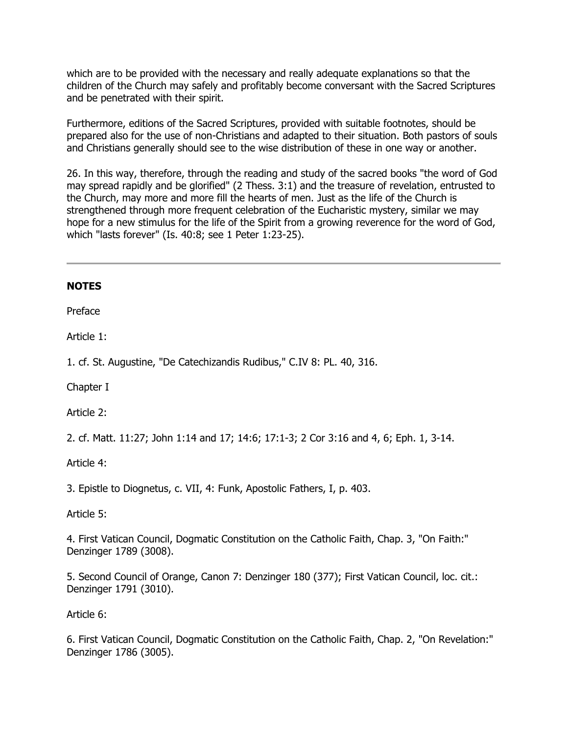which are to be provided with the necessary and really adequate explanations so that the children of the Church may safely and profitably become conversant with the Sacred Scriptures and be penetrated with their spirit.

Furthermore, editions of the Sacred Scriptures, provided with suitable footnotes, should be prepared also for the use of non-Christians and adapted to their situation. Both pastors of souls and Christians generally should see to the wise distribution of these in one way or another.

26. In this way, therefore, through the reading and study of the sacred books "the word of God may spread rapidly and be glorified" (2 Thess. 3:1) and the treasure of revelation, entrusted to the Church, may more and more fill the hearts of men. Just as the life of the Church is strengthened through more frequent celebration of the Eucharistic mystery, similar we may hope for a new stimulus for the life of the Spirit from a growing reverence for the word of God, which "lasts forever" (Is. 40:8; see 1 Peter 1:23-25).

---

**NOTES**

Preface

Article 1:

1. cf. St. Augustine, "De Catechizandis Rudibus," C.IV 8: PL. 40, 316.

Chapter I

Article 2:

2. cf. Matt. 11:27; John 1:14 and 17; 14:6; 17:1-3; 2 Cor 3:16 and 4, 6; Eph. 1, 3-14.

Article 4:

3. Epistle to Diognetus, c. VII, 4: Funk, Apostolic Fathers, I, p. 403.

Article 5:

4. First Vatican Council, Dogmatic Constitution on the Catholic Faith, Chap. 3, "On Faith:" Denzinger 1789 (3008).

5. Second Council of Orange, Canon 7: Denzinger 180 (377); First Vatican Council, loc. cit.: Denzinger 1791 (3010).

Article 6:

6. First Vatican Council, Dogmatic Constitution on the Catholic Faith, Chap. 2, "On Revelation:" Denzinger 1786 (3005).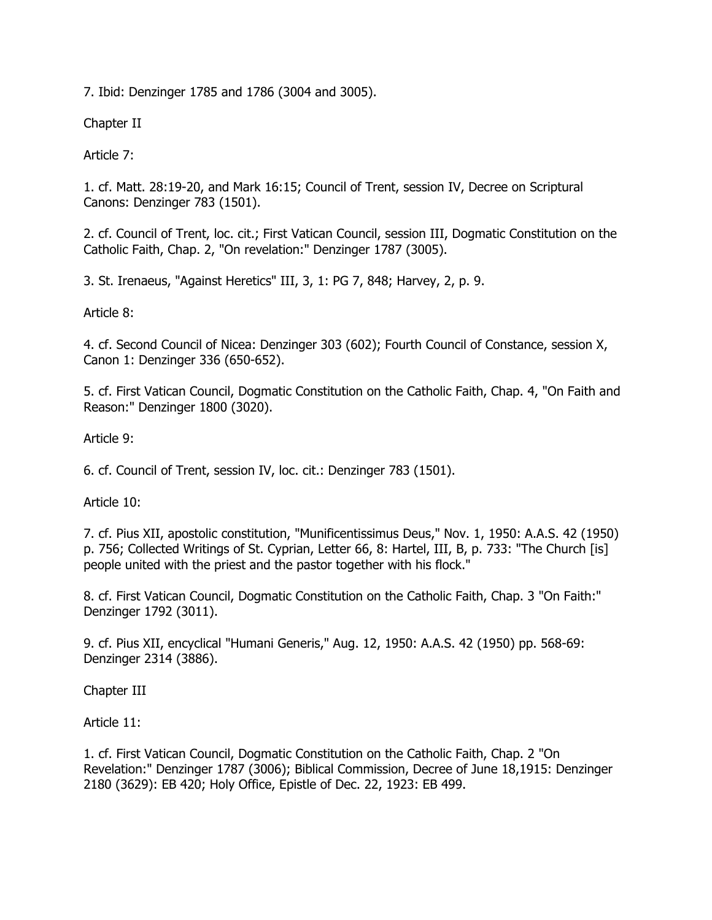7. Ibid: Denzinger 1785 and 1786 (3004 and 3005).

## Chapter II

### Article 7:

1. cf. Matt. 28:19-20, and Mark 16:15; Council of Trent, session IV, Decree on Scriptural Canons: Denzinger 783 (1501).

2. cf. Council of Trent, loc. cit.; First Vatican Council, session III, Dogmatic Constitution on the Catholic Faith, Chap. 2, "On revelation:" Denzinger 1787 (3005).

3. St. Irenaeus, "Against Heretics" III, 3, 1: PG 7, 848; Harvey, 2, p. 9.

### Article 8:

4. cf. Second Council of Nicea: Denzinger 303 (602); Fourth Council of Constance, session X, Canon 1: Denzinger 336 (650-652).

5. cf. First Vatican Council, Dogmatic Constitution on the Catholic Faith, Chap. 4, "On Faith and Reason:" Denzinger 1800 (3020).

### Article 9:

6. cf. Council of Trent, session IV, loc. cit.: Denzinger 783 (1501).

### Article 10:

7. cf. Pius XII, apostolic constitution, "Munificentissimus Deus," Nov. 1, 1950: A.A.S. 42 (1950) p. 756; Collected Writings of St. Cyprian, Letter 66, 8: Hartel, III, B, p. 733: "The Church [is] people united with the priest and the pastor together with his flock."

8. cf. First Vatican Council, Dogmatic Constitution on the Catholic Faith, Chap. 3 "On Faith:" Denzinger 1792 (3011).

9. cf. Pius XII, encyclical "Humani Generis," Aug. 12, 1950: A.A.S. 42 (1950) pp. 568-69: Denzinger 2314 (3886).

## Chapter III

### Article 11:

1. cf. First Vatican Council, Dogmatic Constitution on the Catholic Faith, Chap. 2 "On Revelation:" Denzinger 1787 (3006); Biblical Commission, Decree of June 18,1915: Denzinger 2180 (3629): EB 420; Holy Office, Epistle of Dec. 22, 1923: EB 499.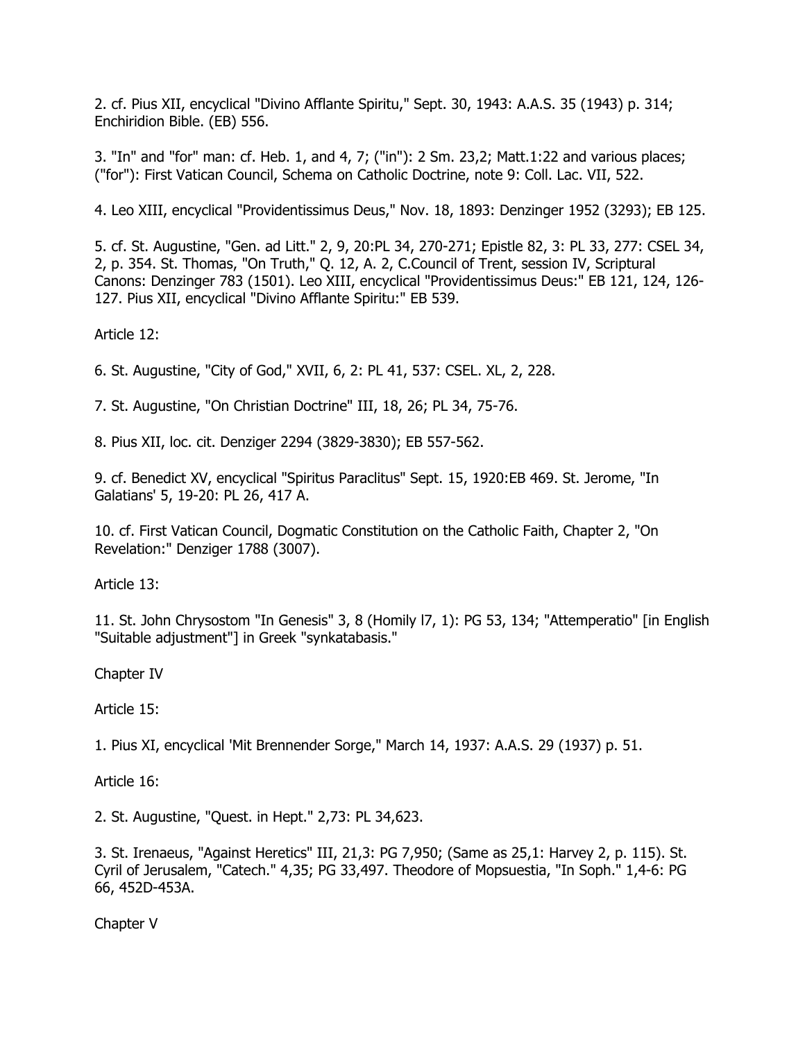2. cf. Pius XII, encyclical "Divino Afflante Spiritu," Sept. 30, 1943: A.A.S. 35 (1943) p. 314; Enchiridion Bible. (EB) 556.

3. "In" and "for" man: cf. Heb. 1, and 4, 7; ("in"): 2 Sm. 23,2; Matt.1:22 and various places; ("for"): First Vatican Council, Schema on Catholic Doctrine, note 9: Coll. Lac. VII, 522.

4. Leo XIII, encyclical "Providentissimus Deus," Nov. 18, 1893: Denzinger 1952 (3293); EB 125.

5. cf. St. Augustine, "Gen. ad Litt." 2, 9, 20:PL 34, 270-271; Epistle 82, 3: PL 33, 277: CSEL 34, 2, p. 354. St. Thomas, "On Truth," Q. 12, A. 2, C.Council of Trent, session IV, Scriptural Canons: Denzinger 783 (1501). Leo XIII, encyclical "Providentissimus Deus:" EB 121, 124, 126-127. Pius XII, encyclical "Divino Afflante Spiritu:" EB 539.

Article 12:

6. St. Augustine, "City of God," XVII, 6, 2: PL 41, 537: CSEL. XL, 2, 228.

7. St. Augustine, "On Christian Doctrine" III, 18, 26; PL 34, 75-76.

8. Pius XII, loc. cit. Denziger 2294 (3829-3830); EB 557-562.

9. cf. Benedict XV, encyclical "Spiritus Paraclitus" Sept. 15, 1920:EB 469. St. Jerome, "In Galatians' 5, 19-20: PL 26, 417 A.

10. cf. First Vatican Council, Dogmatic Constitution on the Catholic Faith, Chapter 2, "On Revelation:" Denziger 1788 (3007).

Article 13:

11. St. John Chrysostom "In Genesis" 3, 8 (Homily l7, 1): PG 53, 134; "Attemperatio" [in English "Suitable adjustment"] in Greek "synkatabasis."

Chapter IV

Article 15:

1. Pius XI, encyclical 'Mit Brennender Sorge," March 14, 1937: A.A.S. 29 (1937) p. 51.

Article 16:

2. St. Augustine, "Quest. in Hept." 2,73: PL 34,623.

3. St. Irenaeus, "Against Heretics" III, 21,3: PG 7,950; (Same as 25,1: Harvey 2, p. 115). St. Cyril of Jerusalem, "Catech." 4,35; PG 33,497. Theodore of Mopsuestia, "In Soph." 1,4-6: PG 66, 452D-453A.

Chapter V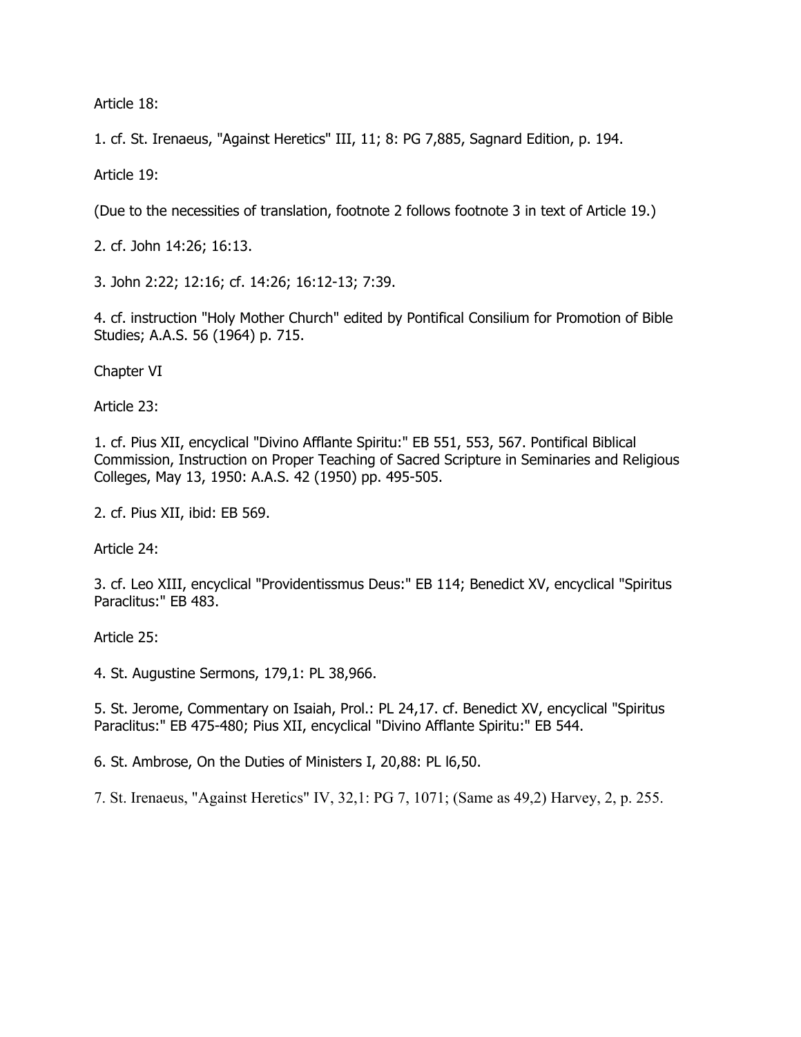Article 18:

1. cf. St. Irenaeus, "Against Heretics" III, 11; 8: PG 7,885, Sagnard Edition, p. 194.

Article 19:

(Due to the necessities of translation, footnote 2 follows footnote 3 in text of Article 19.)

2. cf. John 14:26; 16:13.

3. John 2:22; 12:16; cf. 14:26; 16:12-13; 7:39.

4. cf. instruction "Holy Mother Church" edited by Pontifical Consilium for Promotion of Bible Studies; A.A.S. 56 (1964) p. 715.

Chapter VI

Article 23:

1. cf. Pius XII, encyclical "Divino Afflante Spiritu:" EB 551, 553, 567. Pontifical Biblical Commission, Instruction on Proper Teaching of Sacred Scripture in Seminaries and Religious Colleges, May 13, 1950: A.A.S. 42 (1950) pp. 495-505.

2. cf. Pius XII, ibid: EB 569.

Article 24:

3. cf. Leo XIII, encyclical "Providentissmus Deus:" EB 114; Benedict XV, encyclical "Spiritus Paraclitus:" EB 483.

Article 25:

4. St. Augustine Sermons, 179,1: PL 38,966.

5. St. Jerome, Commentary on Isaiah, Prol.: PL 24,17. cf. Benedict XV, encyclical "Spiritus Paraclitus:" EB 475-480; Pius XII, encyclical "Divino Afflante Spiritu:" EB 544.

6. St. Ambrose, On the Duties of Ministers I, 20,88: PL l6,50.

7. St. Irenaeus, "Against Heretics" IV, 32,1: PG 7, 1071; (Same as 49,2) Harvey, 2, p. 255.